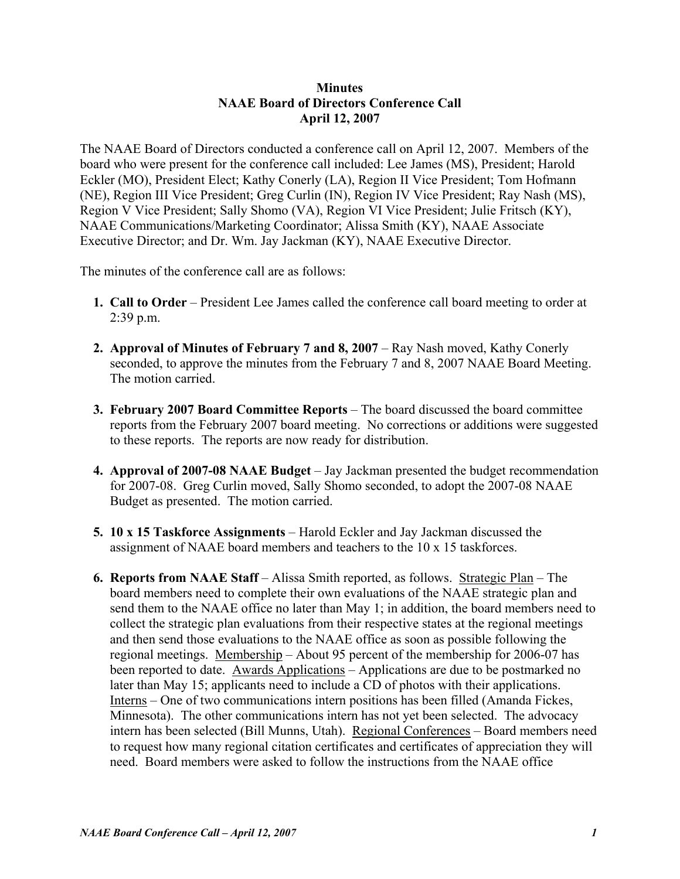**Minutes**
**NAAE Board of Directors Conference Call**
**April 12, 2007**

The NAAE Board of Directors conducted a conference call on April 12, 2007. Members of the board who were present for the conference call included: Lee James (MS), President; Harold Eckler (MO), President Elect; Kathy Conerly (LA), Region II Vice President; Tom Hofmann (NE), Region III Vice President; Greg Curlin (IN), Region IV Vice President; Ray Nash (MS), Region V Vice President; Sally Shomo (VA), Region VI Vice President; Julie Fritsch (KY), NAAE Communications/Marketing Coordinator; Alissa Smith (KY), NAAE Associate Executive Director; and Dr. Wm. Jay Jackman (KY), NAAE Executive Director.

The minutes of the conference call are as follows:

1. **Call to Order** – President Lee James called the conference call board meeting to order at 2:39 p.m.

2. **Approval of Minutes of February 7 and 8, 2007** – Ray Nash moved, Kathy Conerly seconded, to approve the minutes from the February 7 and 8, 2007 NAAE Board Meeting. The motion carried.

3. **February 2007 Board Committee Reports** – The board discussed the board committee reports from the February 2007 board meeting. No corrections or additions were suggested to these reports. The reports are now ready for distribution.

4. **Approval of 2007-08 NAAE Budget** – Jay Jackman presented the budget recommendation for 2007-08. Greg Curlin moved, Sally Shomo seconded, to adopt the 2007-08 NAAE Budget as presented. The motion carried.

5. **10 x 15 Taskforce Assignments** – Harold Eckler and Jay Jackman discussed the assignment of NAAE board members and teachers to the 10 x 15 taskforces.

6. **Reports from NAAE Staff** – Alissa Smith reported, as follows. Strategic Plan – The board members need to complete their own evaluations of the NAAE strategic plan and send them to the NAAE office no later than May 1; in addition, the board members need to collect the strategic plan evaluations from their respective states at the regional meetings and then send those evaluations to the NAAE office as soon as possible following the regional meetings. Membership – About 95 percent of the membership for 2006-07 has been reported to date. Awards Applications – Applications are due to be postmarked no later than May 15; applicants need to include a CD of photos with their applications. Interns – One of two communications intern positions has been filled (Amanda Fickes, Minnesota). The other communications intern has not yet been selected. The advocacy intern has been selected (Bill Munns, Utah). Regional Conferences – Board members need to request how many regional citation certificates and certificates of appreciation they will need. Board members were asked to follow the instructions from the NAAE office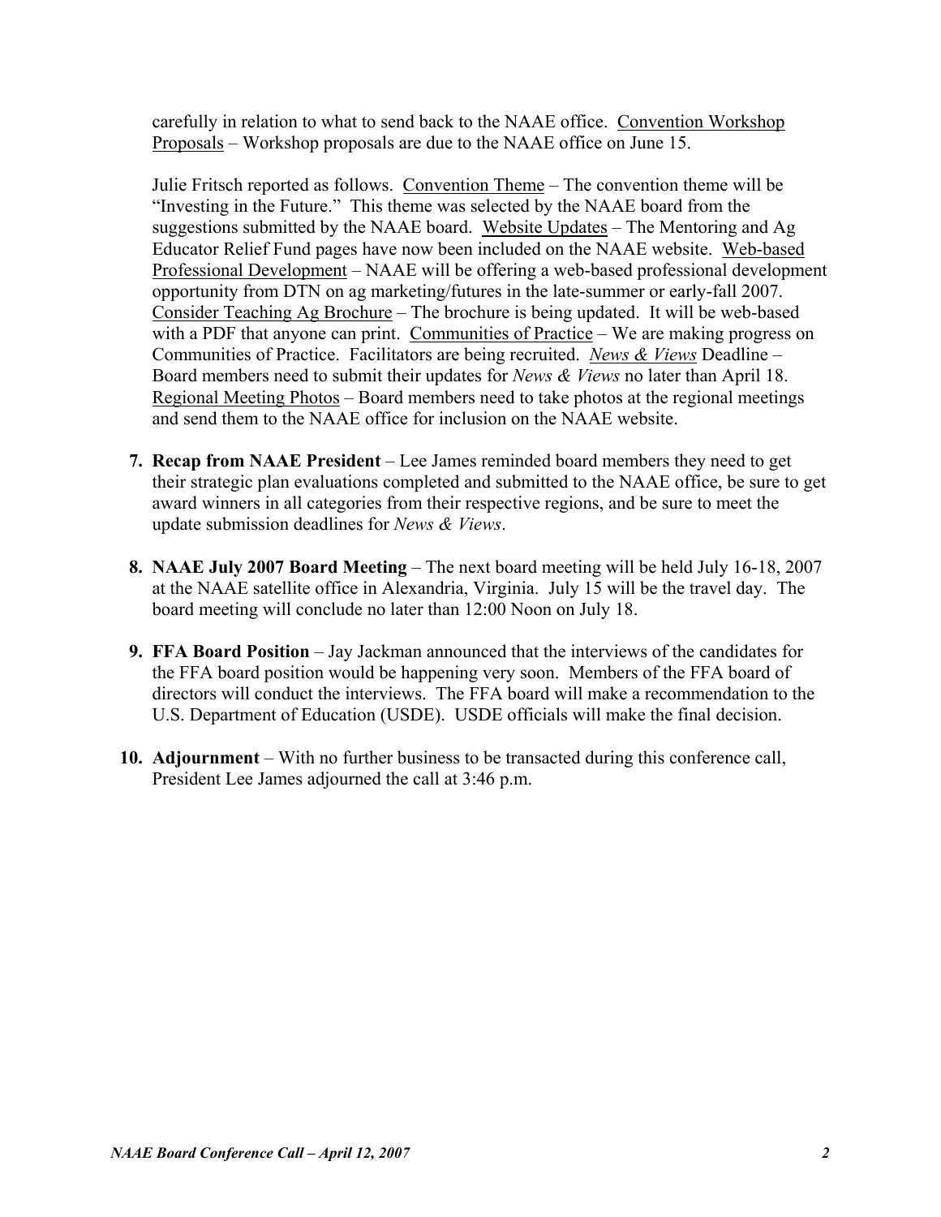carefully in relation to what to send back to the NAAE office. Convention Workshop Proposals – Workshop proposals are due to the NAAE office on June 15.

Julie Fritsch reported as follows. Convention Theme – The convention theme will be "Investing in the Future." This theme was selected by the NAAE board from the suggestions submitted by the NAAE board. Website Updates – The Mentoring and Ag Educator Relief Fund pages have now been included on the NAAE website. Web-based Professional Development – NAAE will be offering a web-based professional development opportunity from DTN on ag marketing/futures in the late-summer or early-fall 2007. Consider Teaching Ag Brochure – The brochure is being updated. It will be web-based with a PDF that anyone can print. Communities of Practice – We are making progress on Communities of Practice. Facilitators are being recruited. *News & Views* Deadline – Board members need to submit their updates for *News & Views* no later than April 18. Regional Meeting Photos – Board members need to take photos at the regional meetings and send them to the NAAE office for inclusion on the NAAE website.

7. **Recap from NAAE President** – Lee James reminded board members they need to get their strategic plan evaluations completed and submitted to the NAAE office, be sure to get award winners in all categories from their respective regions, and be sure to meet the update submission deadlines for *News & Views*.

8. **NAAE July 2007 Board Meeting** – The next board meeting will be held July 16-18, 2007 at the NAAE satellite office in Alexandria, Virginia. July 15 will be the travel day. The board meeting will conclude no later than 12:00 Noon on July 18.

9. **FFA Board Position** – Jay Jackman announced that the interviews of the candidates for the FFA board position would be happening very soon. Members of the FFA board of directors will conduct the interviews. The FFA board will make a recommendation to the U.S. Department of Education (USDE). USDE officials will make the final decision.

10. **Adjournment** – With no further business to be transacted during this conference call, President Lee James adjourned the call at 3:46 p.m.